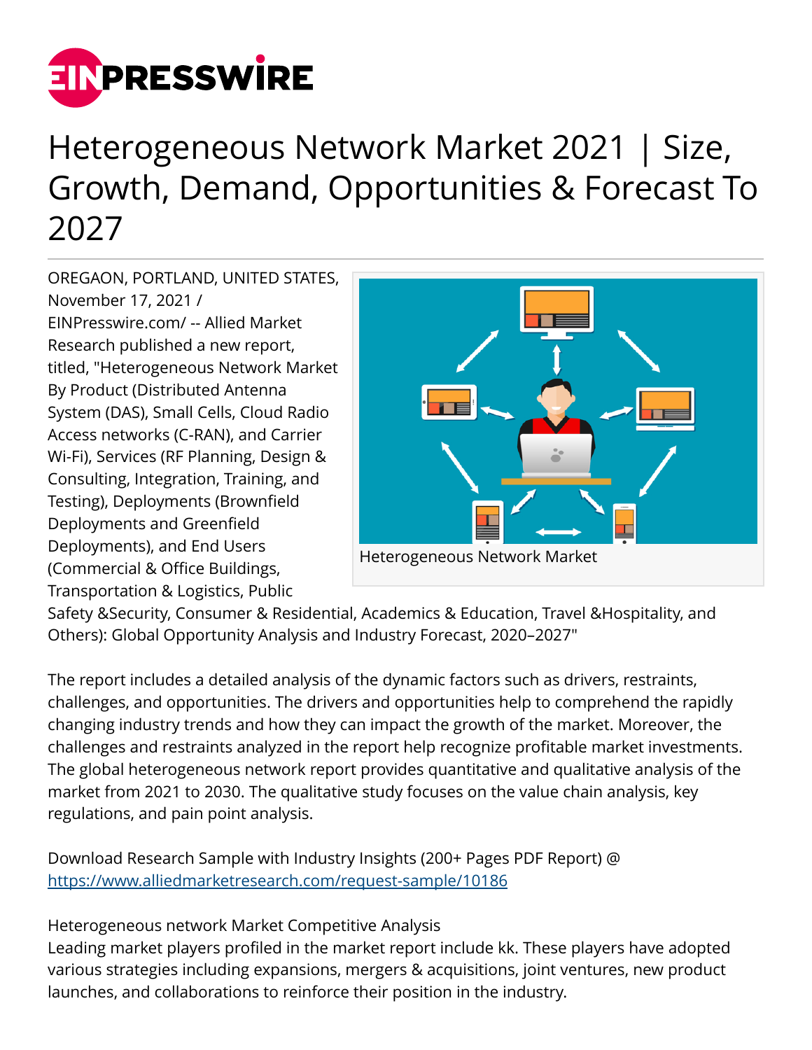# Heterogeneous Network Market 2021 | Size, Growth, Demand, Opportunities & Forecast To 2027

OREGAON, PORTLAND, UNITED STATES, November 17, 2021 / EINPresswire.com/ -- Allied Market Research published a new report, titled, "Heterogeneous Network Market By Product (Distributed Antenna System (DAS), Small Cells, Cloud Radio Access networks (C-RAN), and Carrier Wi-Fi), Services (RF Planning, Design & Consulting, Integration, Training, and Testing), Deployments (Brownfield Deployments and Greenfield Deployments), and End Users (Commercial & Office Buildings, Transportation & Logistics, Public Safety &Security, Consumer & Residential, Academics & Education, Travel &Hospitality, and Others): Global Opportunity Analysis and Industry Forecast, 2020–2027"

Heterogeneous Network Market

The report includes a detailed analysis of the dynamic factors such as drivers, restraints, challenges, and opportunities. The drivers and opportunities help to comprehend the rapidly changing industry trends and how they can impact the growth of the market. Moreover, the challenges and restraints analyzed in the report help recognize profitable market investments. The global heterogeneous network report provides quantitative and qualitative analysis of the market from 2021 to 2030. The qualitative study focuses on the value chain analysis, key regulations, and pain point analysis.

Download Research Sample with Industry Insights (200+ Pages PDF Report) @ https://www.alliedmarketresearch.com/request-sample/10186

Heterogeneous network Market Competitive Analysis
Leading market players profiled in the market report include kk. These players have adopted various strategies including expansions, mergers & acquisitions, joint ventures, new product launches, and collaborations to reinforce their position in the industry.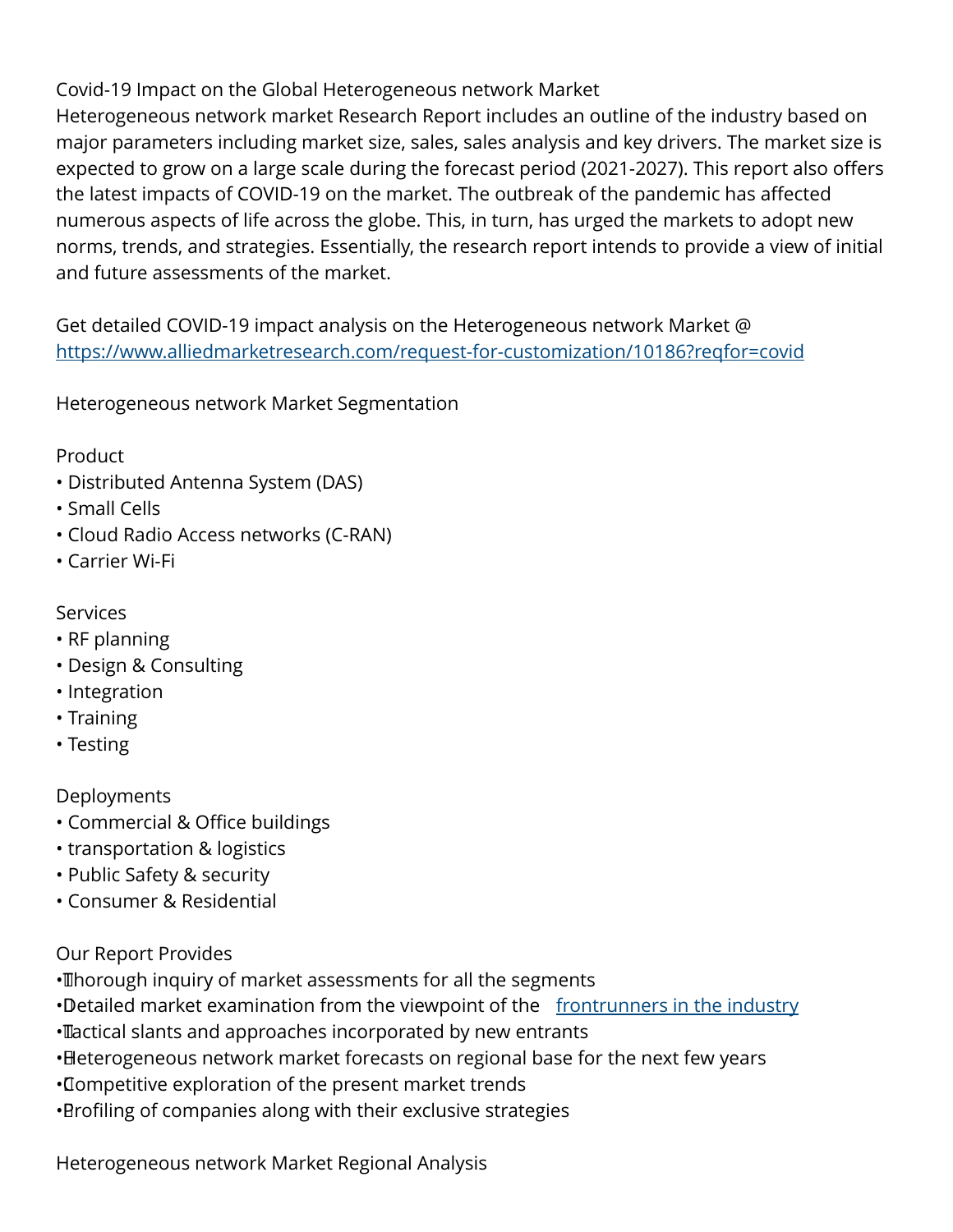Covid-19 Impact on the Global Heterogeneous network Market

Heterogeneous network market Research Report includes an outline of the industry based on major parameters including market size, sales, sales analysis and key drivers. The market size is expected to grow on a large scale during the forecast period (2021-2027). This report also offers the latest impacts of COVID-19 on the market. The outbreak of the pandemic has affected numerous aspects of life across the globe. This, in turn, has urged the markets to adopt new norms, trends, and strategies. Essentially, the research report intends to provide a view of initial and future assessments of the market.

Get detailed COVID-19 impact analysis on the Heterogeneous network Market @ [https://www.alliedmarketresearch.com/request-for-customization/10186?reqfor=covid](https://www.alliedmarketresearch.com/request-for-customization/10186?reqfor=covid)

Heterogeneous network Market Segmentation

Product
- Distributed Antenna System (DAS)
- Small Cells
- Cloud Radio Access networks (C-RAN)
- Carrier Wi-Fi

Services
- RF planning
- Design & Consulting
- Integration
- Training
- Testing

Deployments
- Commercial & Office buildings
- transportation & logistics
- Public Safety & security
- Consumer & Residential

Our Report Provides
- Thorough inquiry of market assessments for all the segments
- Detailed market examination from the viewpoint of the frontrunners in the industry
- Tactical slants and approaches incorporated by new entrants
- Heterogeneous network market forecasts on regional base for the next few years
- Competitive exploration of the present market trends
- Profiling of companies along with their exclusive strategies

Heterogeneous network Market Regional Analysis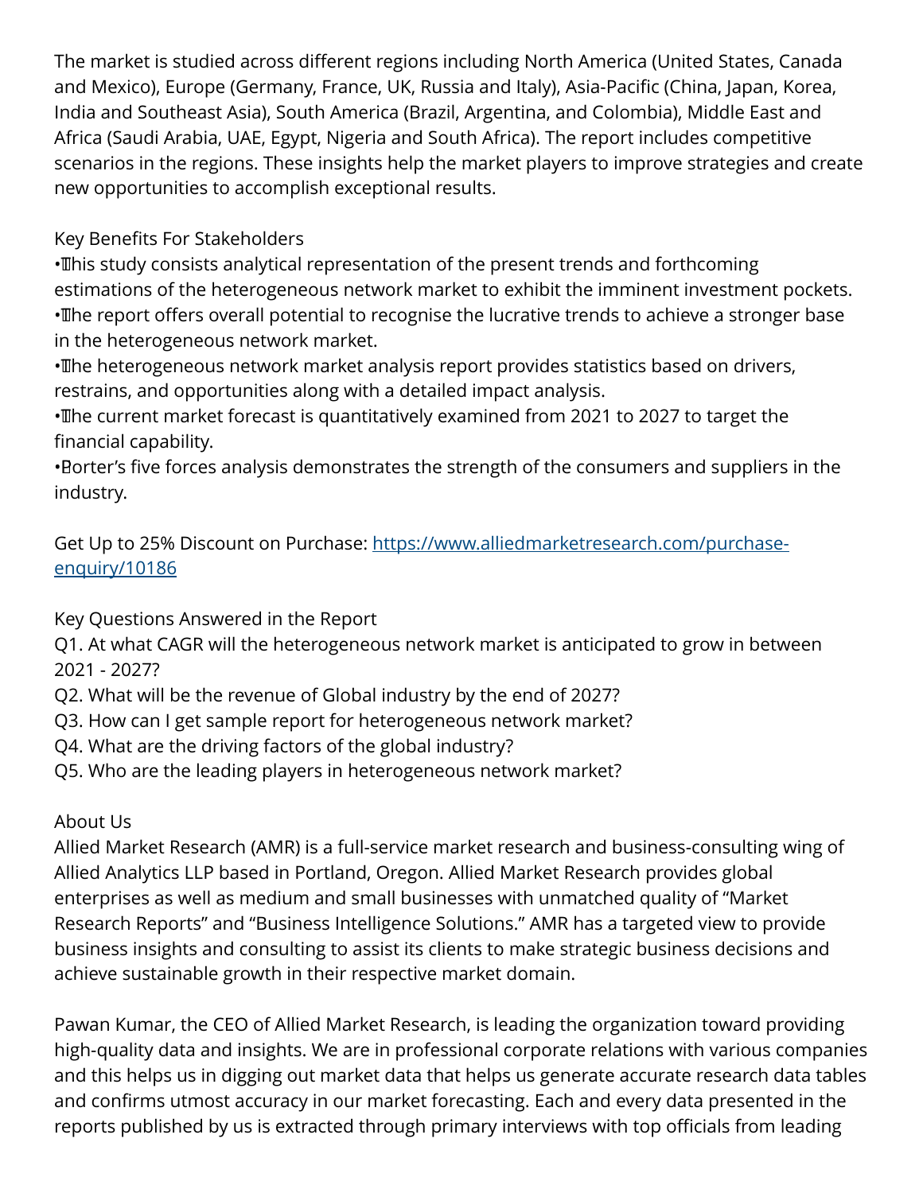The market is studied across different regions including North America (United States, Canada and Mexico), Europe (Germany, France, UK, Russia and Italy), Asia-Pacific (China, Japan, Korea, India and Southeast Asia), South America (Brazil, Argentina, and Colombia), Middle East and Africa (Saudi Arabia, UAE, Egypt, Nigeria and South Africa). The report includes competitive scenarios in the regions. These insights help the market players to improve strategies and create new opportunities to accomplish exceptional results.

Key Benefits For Stakeholders

- This study consists analytical representation of the present trends and forthcoming estimations of the heterogeneous network market to exhibit the imminent investment pockets.
- The report offers overall potential to recognise the lucrative trends to achieve a stronger base in the heterogeneous network market.
- The heterogeneous network market analysis report provides statistics based on drivers, restrains, and opportunities along with a detailed impact analysis.
- The current market forecast is quantitatively examined from 2021 to 2027 to target the financial capability.
- Porter's five forces analysis demonstrates the strength of the consumers and suppliers in the industry.

Get Up to 25% Discount on Purchase: [https://www.alliedmarketresearch.com/purchase-enquiry/10186](https://www.alliedmarketresearch.com/purchase-enquiry/10186)

Key Questions Answered in the Report

Q1. At what CAGR will the heterogeneous network market is anticipated to grow in between 2021 - 2027?
Q2. What will be the revenue of Global industry by the end of 2027?
Q3. How can I get sample report for heterogeneous network market?
Q4. What are the driving factors of the global industry?
Q5. Who are the leading players in heterogeneous network market?

About Us

Allied Market Research (AMR) is a full-service market research and business-consulting wing of Allied Analytics LLP based in Portland, Oregon. Allied Market Research provides global enterprises as well as medium and small businesses with unmatched quality of "Market Research Reports" and "Business Intelligence Solutions." AMR has a targeted view to provide business insights and consulting to assist its clients to make strategic business decisions and achieve sustainable growth in their respective market domain.

Pawan Kumar, the CEO of Allied Market Research, is leading the organization toward providing high-quality data and insights. We are in professional corporate relations with various companies and this helps us in digging out market data that helps us generate accurate research data tables and confirms utmost accuracy in our market forecasting. Each and every data presented in the reports published by us is extracted through primary interviews with top officials from leading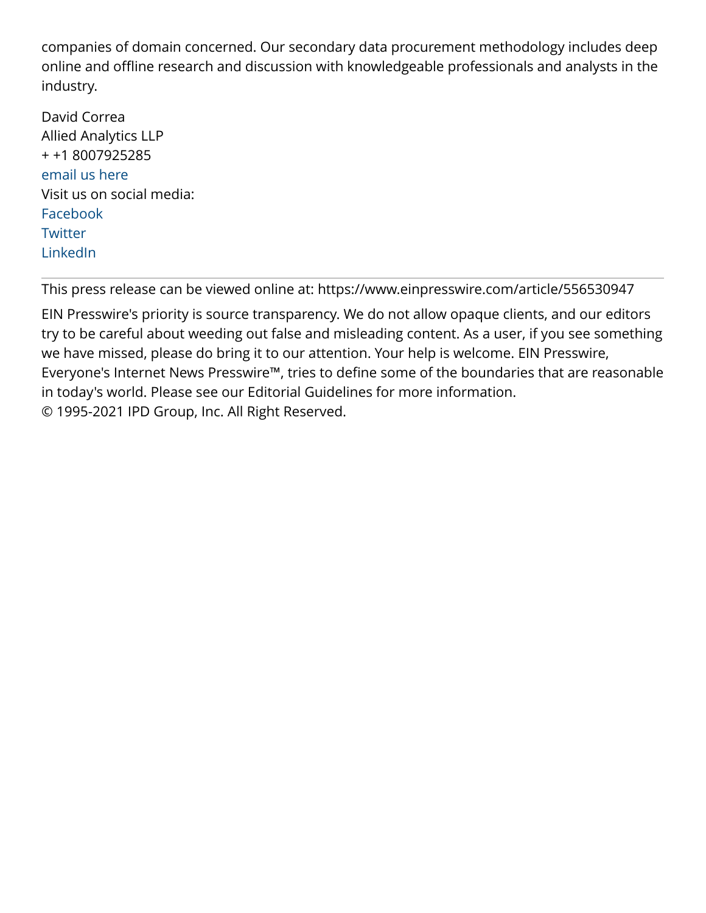companies of domain concerned. Our secondary data procurement methodology includes deep online and offline research and discussion with knowledgeable professionals and analysts in the industry.

David Correa
Allied Analytics LLP
+ +1 8007925285
email us here
Visit us on social media:
Facebook
Twitter
LinkedIn

---

This press release can be viewed online at: https://www.einpresswire.com/article/556530947

EIN Presswire's priority is source transparency. We do not allow opaque clients, and our editors try to be careful about weeding out false and misleading content. As a user, if you see something we have missed, please do bring it to our attention. Your help is welcome. EIN Presswire, Everyone's Internet News Presswire™, tries to define some of the boundaries that are reasonable in today's world. Please see our Editorial Guidelines for more information.
© 1995-2021 IPD Group, Inc. All Right Reserved.